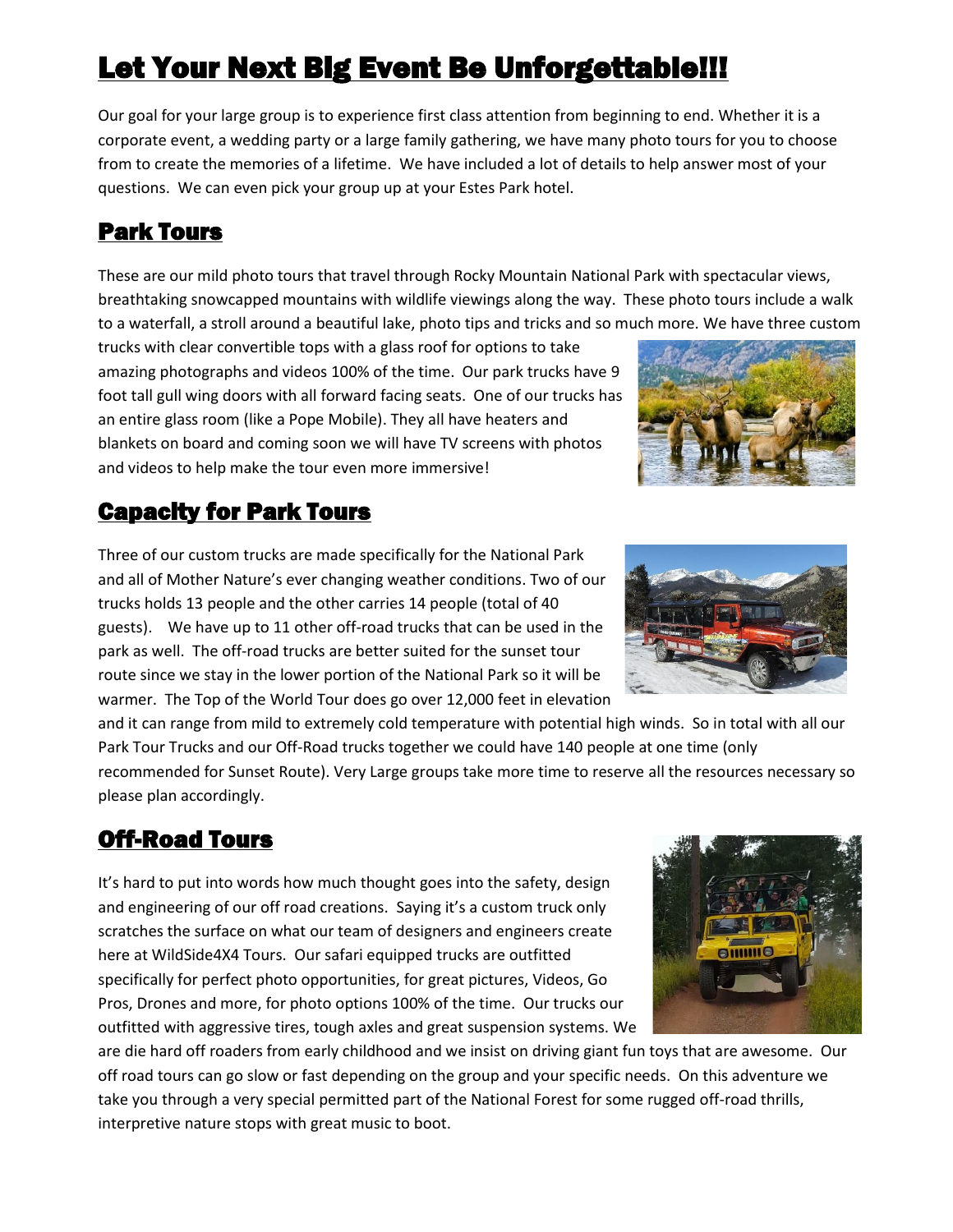# Let Your Next Big Event Be Unforgettable!!!

Our goal for your large group is to experience first class attention from beginning to end. Whether it is a corporate event, a wedding party or a large family gathering, we have many photo tours for you to choose from to create the memories of a lifetime. We have included a lot of details to help answer most of your questions. We can even pick your group up at your Estes Park hotel.

## Park Tours

These are our mild photo tours that travel through Rocky Mountain National Park with spectacular views, breathtaking snowcapped mountains with wildlife viewings along the way. These photo tours include a walk to a waterfall, a stroll around a beautiful lake, photo tips and tricks and so much more. We have three custom trucks with clear convertible tops with a glass roof for options to take amazing photographs and videos 100% of the time. Our park trucks have 9 foot tall gull wing doors with all forward facing seats. One of our trucks has an entire glass room (like a Pope Mobile). They all have heaters and blankets on board and coming soon we will have TV screens with photos and videos to help make the tour even more immersive!

## Capacity for Park Tours

Three of our custom trucks are made specifically for the National Park and all of Mother Nature's ever changing weather conditions. Two of our trucks holds 13 people and the other carries 14 people (total of 40 guests). We have up to 11 other off-road trucks that can be used in the park as well. The off-road trucks are better suited for the sunset tour route since we stay in the lower portion of the National Park so it will be warmer. The Top of the World Tour does go over 12,000 feet in elevation and it can range from mild to extremely cold temperature with potential high winds. So in total with all our Park Tour Trucks and our Off-Road trucks together we could have 140 people at one time (only recommended for Sunset Route). Very Large groups take more time to reserve all the resources necessary so please plan accordingly.

## Off-Road Tours

It's hard to put into words how much thought goes into the safety, design and engineering of our off road creations. Saying it's a custom truck only scratches the surface on what our team of designers and engineers create here at WildSide4X4 Tours. Our safari equipped trucks are outfitted specifically for perfect photo opportunities, for great pictures, Videos, Go Pros, Drones and more, for photo options 100% of the time. Our trucks our outfitted with aggressive tires, tough axles and great suspension systems. We are die hard off roaders from early childhood and we insist on driving giant fun toys that are awesome. Our off road tours can go slow or fast depending on the group and your specific needs. On this adventure we take you through a very special permitted part of the National Forest for some rugged off-road thrills, interpretive nature stops with great music to boot.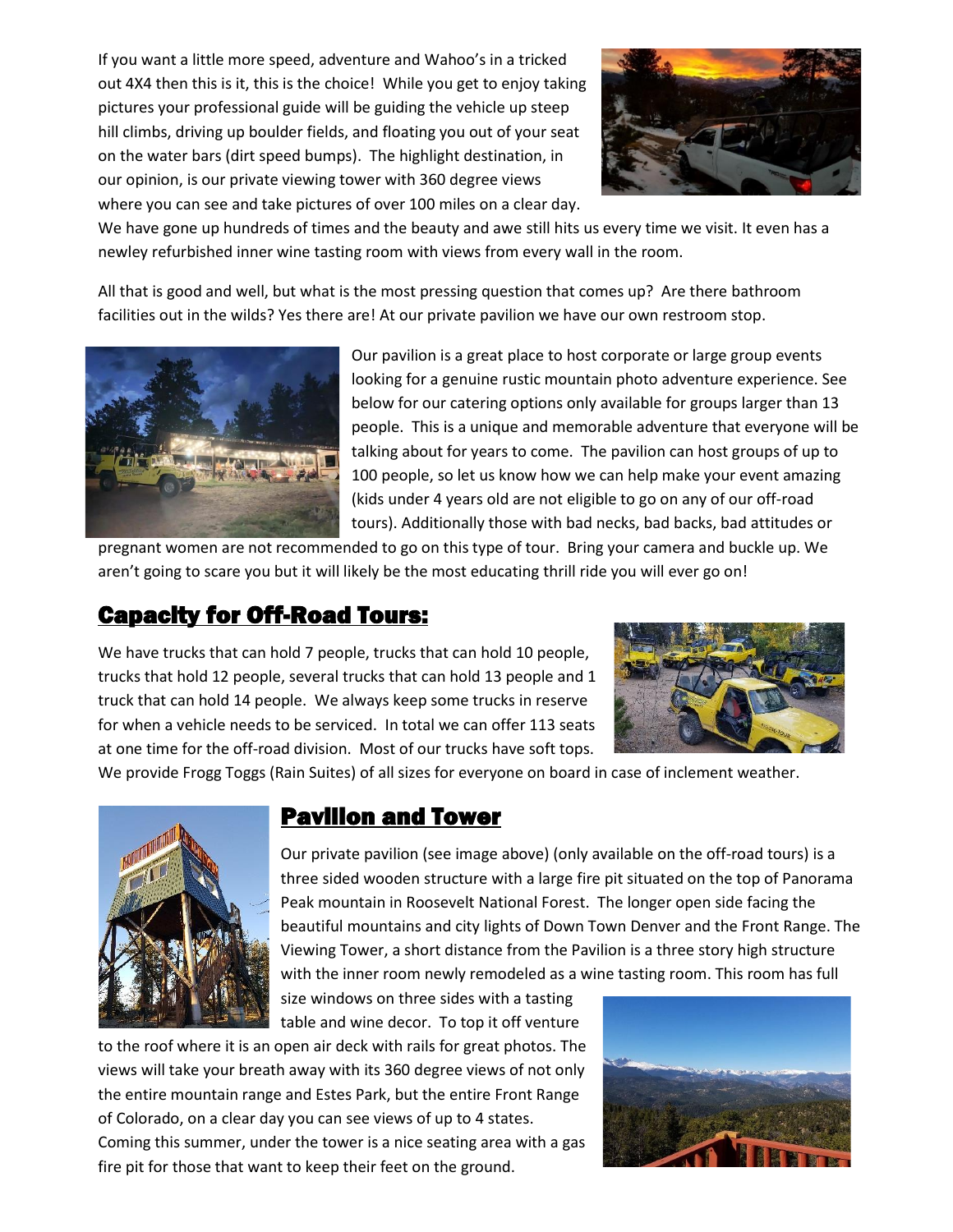If you want a little more speed, adventure and Wahoo's in a tricked out 4X4 then this is it, this is the choice! While you get to enjoy taking pictures your professional guide will be guiding the vehicle up steep hill climbs, driving up boulder fields, and floating you out of your seat on the water bars (dirt speed bumps). The highlight destination, in our opinion, is our private viewing tower with 360 degree views where you can see and take pictures of over 100 miles on a clear day. We have gone up hundreds of times and the beauty and awe still hits us every time we visit. It even has a newley refurbished inner wine tasting room with views from every wall in the room.

All that is good and well, but what is the most pressing question that comes up? Are there bathroom facilities out in the wilds? Yes there are! At our private pavilion we have our own restroom stop.

Our pavilion is a great place to host corporate or large group events looking for a genuine rustic mountain photo adventure experience. See below for our catering options only available for groups larger than 13 people. This is a unique and memorable adventure that everyone will be talking about for years to come. The pavilion can host groups of up to 100 people, so let us know how we can help make your event amazing (kids under 4 years old are not eligible to go on any of our off-road tours). Additionally those with bad necks, bad backs, bad attitudes or pregnant women are not recommended to go on this type of tour. Bring your camera and buckle up. We aren't going to scare you but it will likely be the most educating thrill ride you will ever go on!

## Capacity for Off-Road Tours:

We have trucks that can hold 7 people, trucks that can hold 10 people, trucks that hold 12 people, several trucks that can hold 13 people and 1 truck that can hold 14 people. We always keep some trucks in reserve for when a vehicle needs to be serviced. In total we can offer 113 seats at one time for the off-road division. Most of our trucks have soft tops. We provide Frogg Toggs (Rain Suites) of all sizes for everyone on board in case of inclement weather.

## Pavilion and Tower

Our private pavilion (see image above) (only available on the off-road tours) is a three sided wooden structure with a large fire pit situated on the top of Panorama Peak mountain in Roosevelt National Forest. The longer open side facing the beautiful mountains and city lights of Down Town Denver and the Front Range. The Viewing Tower, a short distance from the Pavilion is a three story high structure with the inner room newly remodeled as a wine tasting room. This room has full size windows on three sides with a tasting table and wine decor. To top it off venture to the roof where it is an open air deck with rails for great photos. The views will take your breath away with its 360 degree views of not only the entire mountain range and Estes Park, but the entire Front Range of Colorado, on a clear day you can see views of up to 4 states. Coming this summer, under the tower is a nice seating area with a gas fire pit for those that want to keep their feet on the ground.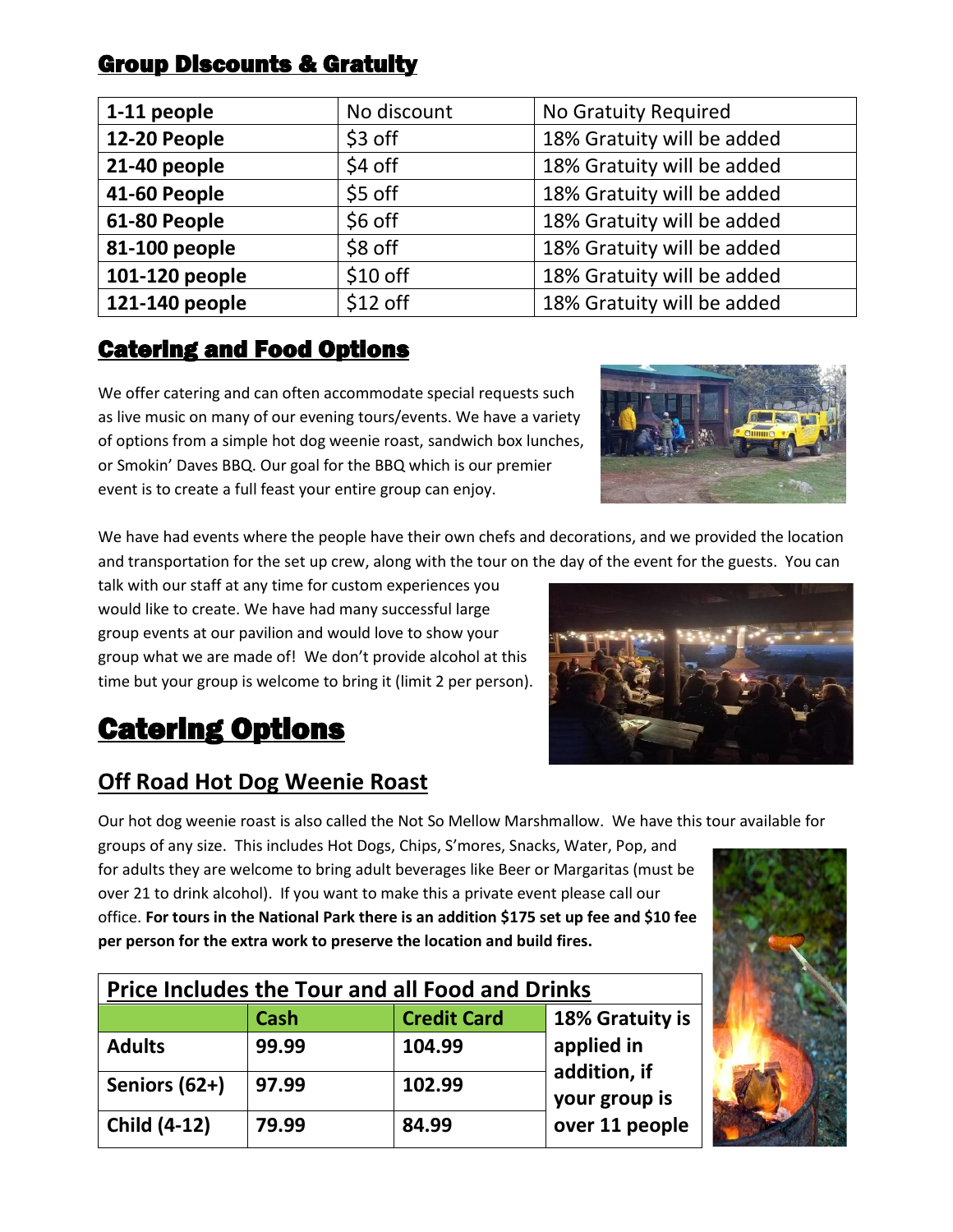## Group Discounts & Gratuity

| 1-11 people | No discount | No Gratuity Required |
|---|---|---|
| **12-20 People** | $3 off | 18% Gratuity will be added |
| **21-40 people** | $4 off | 18% Gratuity will be added |
| **41-60 People** | $5 off | 18% Gratuity will be added |
| **61-80 People** | $6 off | 18% Gratuity will be added |
| **81-100 people** | $8 off | 18% Gratuity will be added |
| **101-120 people** | $10 off | 18% Gratuity will be added |
| **121-140 people** | $12 off | 18% Gratuity will be added |

## Catering and Food Options

We offer catering and can often accommodate special requests such as live music on many of our evening tours/events. We have a variety of options from a simple hot dog weenie roast, sandwich box lunches, or Smokin' Daves BBQ. Our goal for the BBQ which is our premier event is to create a full feast your entire group can enjoy.

We have had events where the people have their own chefs and decorations, and we provided the location and transportation for the set up crew, along with the tour on the day of the event for the guests. You can talk with our staff at any time for custom experiences you would like to create. We have had many successful large group events at our pavilion and would love to show your group what we are made of! We don't provide alcohol at this time but your group is welcome to bring it (limit 2 per person).

# Catering Options

## Off Road Hot Dog Weenie Roast

Our hot dog weenie roast is also called the Not So Mellow Marshmallow. We have this tour available for groups of any size. This includes Hot Dogs, Chips, S'mores, Snacks, Water, Pop, and for adults they are welcome to bring adult beverages like Beer or Margaritas (must be over 21 to drink alcohol). If you want to make this a private event please call our office. **For tours in the National Park there is an addition $175 set up fee and $10 fee per person for the extra work to preserve the location and build fires.**

| Price Includes the Tour and all Food and Drinks | | | |
|---|---|---|---|
| | **Cash** | **Credit Card** | **18% Gratuity is applied in addition, if your group is over 11 people** |
| **Adults** | 99.99 | 104.99 | |
| **Seniors (62+)** | 97.99 | 102.99 | |
| **Child (4-12)** | 79.99 | 84.99 | |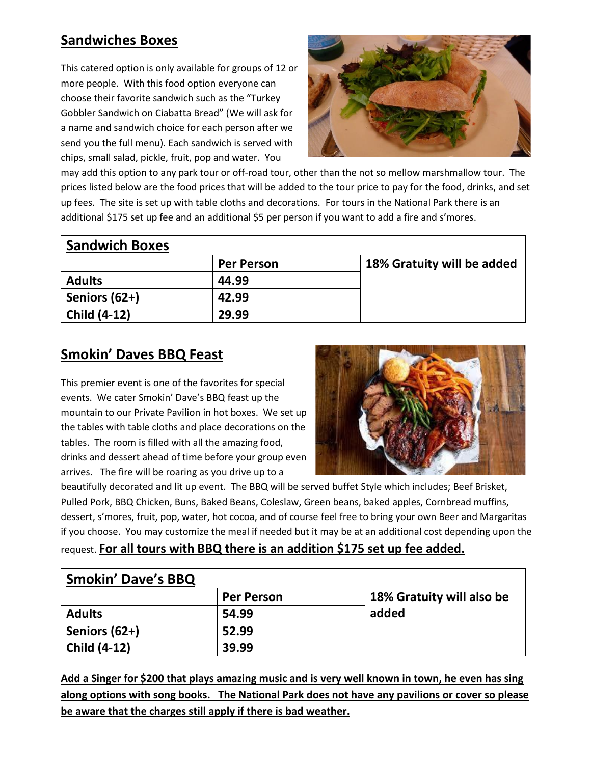## Sandwiches Boxes

This catered option is only available for groups of 12 or more people. With this food option everyone can choose their favorite sandwich such as the "Turkey Gobbler Sandwich on Ciabatta Bread" (We will ask for a name and sandwich choice for each person after we send you the full menu). Each sandwich is served with chips, small salad, pickle, fruit, pop and water. You may add this option to any park tour or off-road tour, other than the not so mellow marshmallow tour. The prices listed below are the food prices that will be added to the tour price to pay for the food, drinks, and set up fees. The site is set up with table cloths and decorations. For tours in the National Park there is an additional $175 set up fee and an additional $5 per person if you want to add a fire and s'mores.

| **Sandwich Boxes** | | |
|---|---|---|
| | **Per Person** | **18% Gratuity will be added** |
| **Adults** | **44.99** | |
| **Seniors (62+)** | **42.99** | |
| **Child (4-12)** | **29.99** | |

## Smokin' Daves BBQ Feast

This premier event is one of the favorites for special events. We cater Smokin' Dave's BBQ feast up the mountain to our Private Pavilion in hot boxes. We set up the tables with table cloths and place decorations on the tables. The room is filled with all the amazing food, drinks and dessert ahead of time before your group even arrives. The fire will be roaring as you drive up to a beautifully decorated and lit up event. The BBQ will be served buffet Style which includes; Beef Brisket, Pulled Pork, BBQ Chicken, Buns, Baked Beans, Coleslaw, Green beans, baked apples, Cornbread muffins, dessert, s'mores, fruit, pop, water, hot cocoa, and of course feel free to bring your own Beer and Margaritas if you choose. You may customize the meal if needed but it may be at an additional cost depending upon the request. **For all tours with BBQ there is an addition $175 set up fee added.**

| **Smokin' Dave's BBQ** | | |
|---|---|---|
| | **Per Person** | **18% Gratuity will also be added** |
| **Adults** | **54.99** | |
| **Seniors (62+)** | **52.99** | |
| **Child (4-12)** | **39.99** | |

**Add a Singer for $200 that plays amazing music and is very well known in town, he even has sing along options with song books. The National Park does not have any pavilions or cover so please be aware that the charges still apply if there is bad weather.**